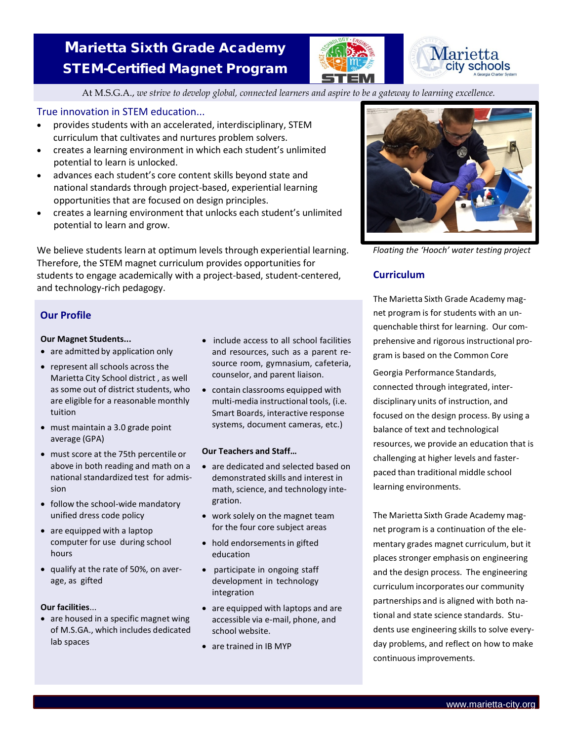# Marietta Sixth Grade Academy
## STEM-Certified Magnet Program

At M.S.G.A., *we strive to develop global, connected learners and aspire to be a gateway to learning excellence.*

### True innovation in STEM education...

- provides students with an accelerated, interdisciplinary, STEM curriculum that cultivates and nurtures problem solvers.
- creates a learning environment in which each student's unlimited potential to learn is unlocked.
- advances each student's core content skills beyond state and national standards through project-based, experiential learning opportunities that are focused on design principles.
- creates a learning environment that unlocks each student's unlimited potential to learn and grow.

We believe students learn at optimum levels through experiential learning. Therefore, the STEM magnet curriculum provides opportunities for students to engage academically with a project-based, student-centered, and technology-rich pedagogy.

*Floating the 'Hooch' water testing project*

## Our Profile

**Our Magnet Students...**

- are admitted by application only
- represent all schools across the Marietta City School district , as well as some out of district students, who are eligible for a reasonable monthly tuition
- must maintain a 3.0 grade point average (GPA)
- must score at the 75th percentile or above in both reading and math on a national standardized test for admission
- follow the school-wide mandatory unified dress code policy
- are equipped with a laptop computer for use during school hours
- qualify at the rate of 50%, on average, as gifted

**Our facilities...**

- are housed in a specific magnet wing of M.S.GA., which includes dedicated lab spaces
- include access to all school facilities and resources, such as a parent resource room, gymnasium, cafeteria, counselor, and parent liaison.
- contain classrooms equipped with multi-media instructional tools, (i.e. Smart Boards, interactive response systems, document cameras, etc.)

**Our Teachers and Staff...**

- are dedicated and selected based on demonstrated skills and interest in math, science, and technology integration.
- work solely on the magnet team for the four core subject areas
- hold endorsements in gifted education
- participate in ongoing staff development in technology integration
- are equipped with laptops and are accessible via e-mail, phone, and school website.
- are trained in IB MYP

## Curriculum

The Marietta Sixth Grade Academy magnet program is for students with an unquenchable thirst for learning. Our comprehensive and rigorous instructional program is based on the Common Core Georgia Performance Standards, connected through integrated, interdisciplinary units of instruction, and focused on the design process. By using a balance of text and technological resources, we provide an education that is challenging at higher levels and faster-paced than traditional middle school learning environments.

The Marietta Sixth Grade Academy magnet program is a continuation of the elementary grades magnet curriculum, but it places stronger emphasis on engineering and the design process. The engineering curriculum incorporates our community partnerships and is aligned with both national and state science standards. Students use engineering skills to solve everyday problems, and reflect on how to make continuous improvements.

www.marietta-city.org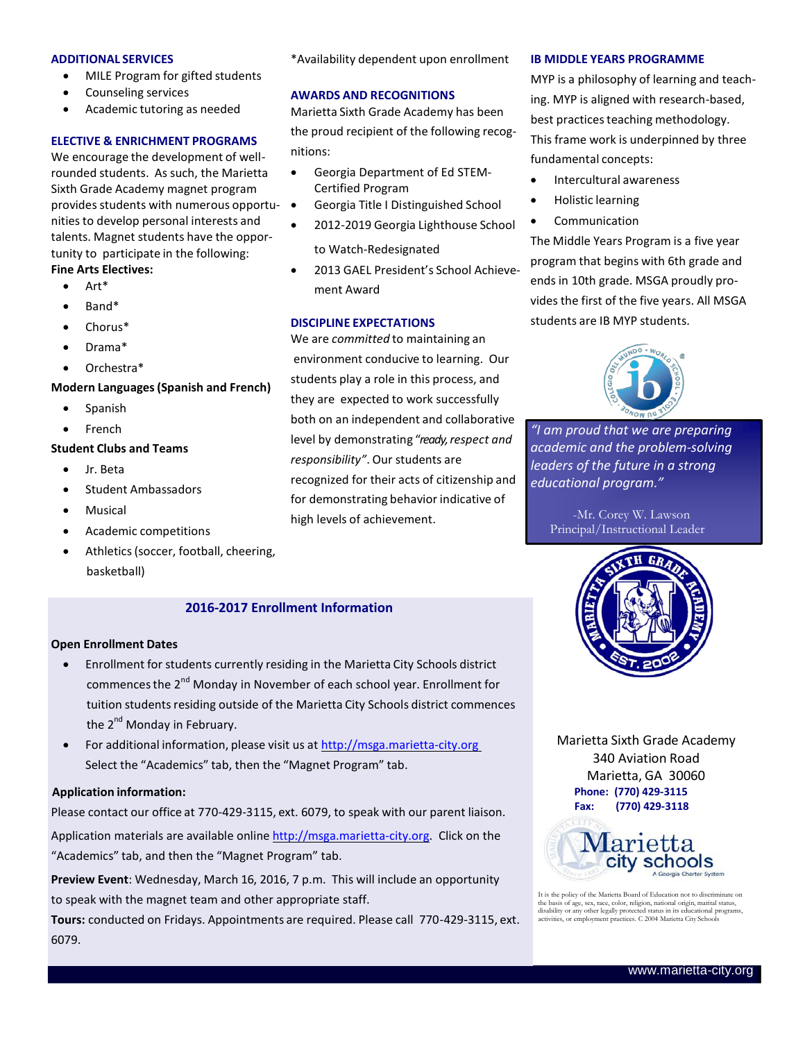## ADDITIONAL SERVICES

- MILE Program for gifted students
- Counseling services
- Academic tutoring as needed

## ELECTIVE & ENRICHMENT PROGRAMS

We encourage the development of well-rounded students. As such, the Marietta Sixth Grade Academy magnet program provides students with numerous opportunities to develop personal interests and talents. Magnet students have the opportunity to participate in the following:

**Fine Arts Electives:**

- Art*
- Band*
- Chorus*
- Drama*
- Orchestra*

**Modern Languages (Spanish and French)**

- Spanish
- French

**Student Clubs and Teams**

- Jr. Beta
- Student Ambassadors
- Musical
- Academic competitions
- Athletics (soccer, football, cheering, basketball)

*Availability dependent upon enrollment

## AWARDS AND RECOGNITIONS

Marietta Sixth Grade Academy has been the proud recipient of the following recognitions:

- Georgia Department of Ed STEM-Certified Program
- Georgia Title I Distinguished School
- 2012-2019 Georgia Lighthouse School to Watch-Redesignated
- 2013 GAEL President's School Achievement Award

## DISCIPLINE EXPECTATIONS

We are *committed* to maintaining an environment conducive to learning. Our students play a role in this process, and they are expected to work successfully both on an independent and collaborative level by demonstrating *"ready, respect and responsibility"*. Our students are recognized for their acts of citizenship and for demonstrating behavior indicative of high levels of achievement.

## IB MIDDLE YEARS PROGRAMME

MYP is a philosophy of learning and teaching. MYP is aligned with research-based, best practices teaching methodology. This frame work is underpinned by three fundamental concepts:

- Intercultural awareness
- Holistic learning
- Communication

The Middle Years Program is a five year program that begins with 6th grade and ends in 10th grade. MSGA proudly provides the first of the five years. All MSGA students are IB MYP students.

*"I am proud that we are preparing academic and the problem-solving leaders of the future in a strong educational program."*

-Mr. Corey W. Lawson
Principal/Instructional Leader

## 2016-2017 Enrollment Information

**Open Enrollment Dates**

- Enrollment for students currently residing in the Marietta City Schools district commences the 2nd Monday in November of each school year. Enrollment for tuition students residing outside of the Marietta City Schools district commences the 2nd Monday in February.
- For additional information, please visit us at http://msga.marietta-city.org Select the "Academics" tab, then the "Magnet Program" tab.

**Application information:**

Please contact our office at 770-429-3115, ext. 6079, to speak with our parent liaison.

Application materials are available online http://msga.marietta-city.org. Click on the "Academics" tab, and then the "Magnet Program" tab.

**Preview Event**: Wednesday, March 16, 2016, 7 p.m. This will include an opportunity to speak with the magnet team and other appropriate staff.

**Tours:** conducted on Fridays. Appointments are required. Please call 770-429-3115, ext. 6079.

Marietta Sixth Grade Academy
340 Aviation Road
Marietta, GA 30060
**Phone: (770) 429-3115**
**Fax: (770) 429-3118**

Marietta city schools
A Georgia Charter System

It is the policy of the Marietta Board of Education not to discriminate on the basis of age, sex, race, color, religion, national origin, marital status, disability or any other legally protected status in its educational programs, activities, or employment practices. C 2004 Marietta City Schools

www.marietta-city.org